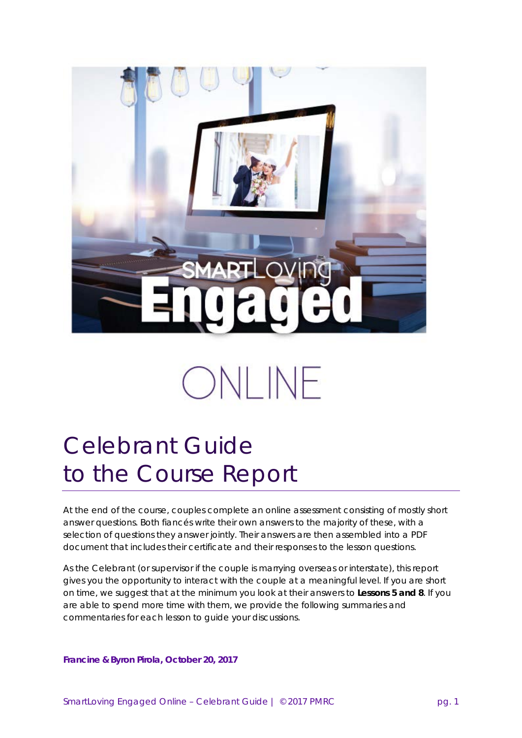SMARTLoving Engaged

ONLINE

# Celebrant Guide to the Course Report

At the end of the course, couples complete an online assessment consisting of mostly short answer questions. Both fiancés write their own answers to the majority of these, with a selection of questions they answer jointly. Their answers are then assembled into a PDF document that includes their certificate and their responses to the lesson questions.

As the Celebrant (or supervisor if the couple is marrying overseas or interstate), this report gives you the opportunity to interact with the couple at a meaningful level. If you are short on time, we suggest that at the minimum you look at their answers to **Lessons 5 and 8**. If you are able to spend more time with them, we provide the following summaries and commentaries for each lesson to guide your discussions.

**Francine & Byron Pirola, October 20, 2017**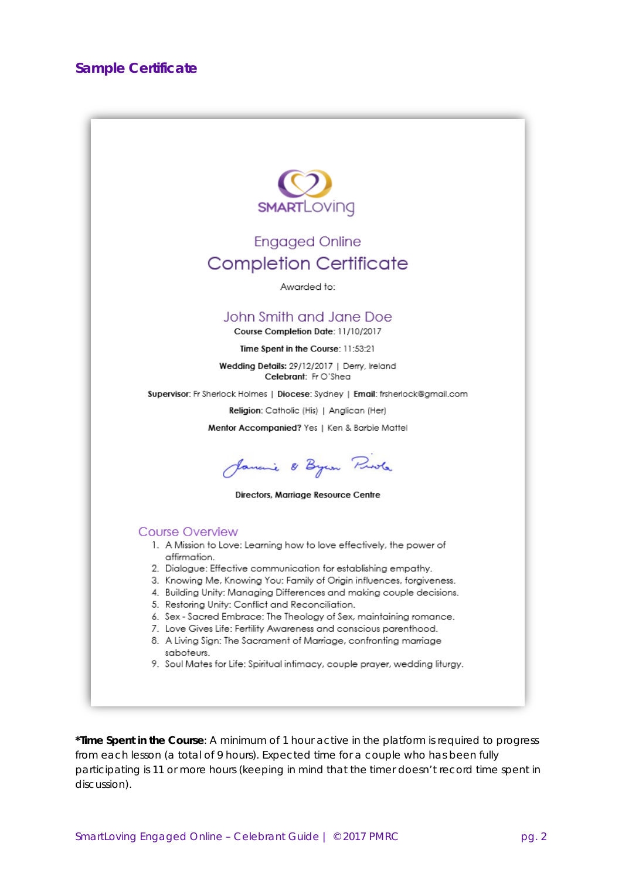## Sample Certificate

SMARTLoving

Engaged Online

# Completion Certificate

Awarded to:

John Smith and Jane Doe

**Course Completion Date**: 11/10/2017

**Time Spent in the Course**: 11:53:21

**Wedding Details:** 29/12/2017 | Derry, Ireland
**Celebrant:** Fr O'Shea

**Supervisor**: Fr Sherlock Holmes | **Diocese**: Sydney | **Email**: frsherlock@gmail.com

**Religion**: Catholic (His) | Anglican (Her)

**Mentor Accompanied?** Yes | Ken & Barbie Mattel

Jamie & Byron Pirola

**Directors, Marriage Resource Centre**

### Course Overview

1. A Mission to Love: Learning how to love effectively, the power of affirmation.
2. Dialogue: Effective communication for establishing empathy.
3. Knowing Me, Knowing You: Family of Origin influences, forgiveness.
4. Building Unity: Managing Differences and making couple decisions.
5. Restoring Unity: Conflict and Reconciliation.
6. Sex - Sacred Embrace: The Theology of Sex, maintaining romance.
7. Love Gives Life: Fertility Awareness and conscious parenthood.
8. A Living Sign: The Sacrament of Marriage, confronting marriage saboteurs.
9. Soul Mates for Life: Spiritual intimacy, couple prayer, wedding liturgy.

***Time Spent in the Course**: A minimum of 1 hour active in the platform is required to progress from each lesson (a total of 9 hours). Expected time for a couple who has been fully participating is 11 or more hours (keeping in mind that the timer doesn't record time spent in discussion).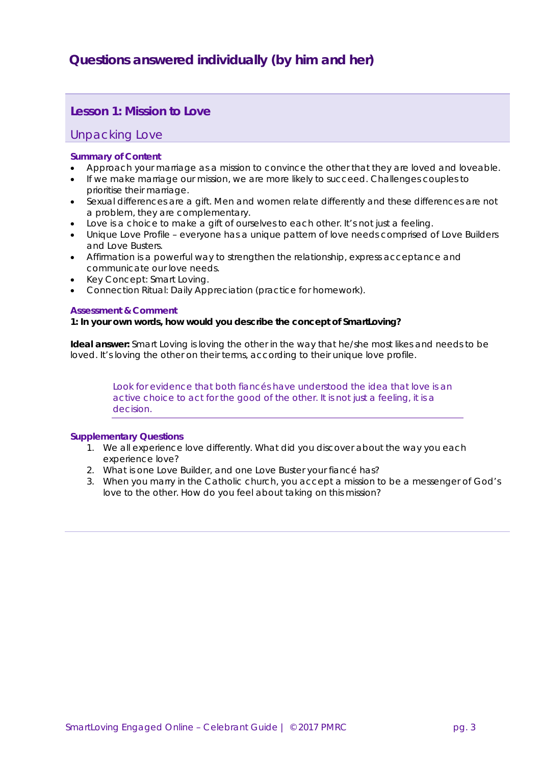# Questions answered individually (by him and her)

## Lesson 1: Mission to Love

### Unpacking Love

**Summary of Content**

- Approach your marriage as a mission to convince the other that they are loved and loveable.
- If we make marriage our mission, we are more likely to succeed. Challenges couples to prioritise their marriage.
- Sexual differences are a gift. Men and women relate differently and these differences are not a problem, they are complementary.
- Love is a choice to make a gift of ourselves to each other. It's not just a feeling.
- Unique Love Profile – everyone has a unique pattern of love needs comprised of Love Builders and Love Busters.
- Affirmation is a powerful way to strengthen the relationship, express acceptance and communicate our love needs.
- Key Concept: Smart Loving.
- Connection Ritual: Daily Appreciation (practice for homework).

**Assessment & Comment**

**1: In your own words, how would you describe the concept of SmartLoving?**

**Ideal answer:** Smart Loving is loving the other in the way that he/she most likes and needs to be loved. It's loving the other on their terms, according to their unique love profile.

> Look for evidence that both fiancés have understood the idea that love is an active choice to act for the good of the other. It is not just a feeling, it is a decision.

**Supplementary Questions**

1. We all experience love differently. What did you discover about the way you each experience love?
2. What is one Love Builder, and one Love Buster your fiancé has?
3. When you marry in the Catholic church, you accept a mission to be a messenger of God's love to the other. How do you feel about taking on this mission?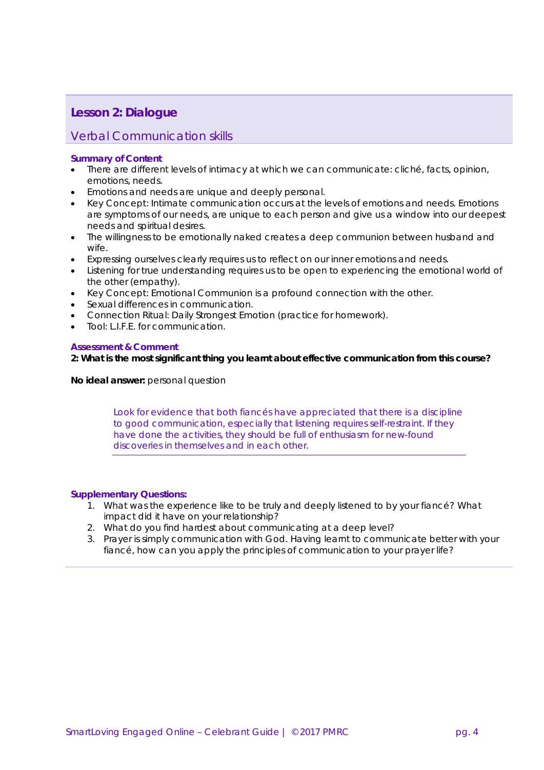## Lesson 2: Dialogue

### Verbal Communication skills

**Summary of Content**

- There are different levels of intimacy at which we can communicate: cliché, facts, opinion, emotions, needs.
- Emotions and needs are unique and deeply personal.
- Key Concept: Intimate communication occurs at the levels of emotions and needs. Emotions are symptoms of our needs, are unique to each person and give us a window into our deepest needs and spiritual desires.
- The willingness to be emotionally naked creates a deep communion between husband and wife.
- Expressing ourselves clearly requires us to reflect on our inner emotions and needs.
- Listening for true understanding requires us to be open to experiencing the emotional world of the other (empathy).
- Key Concept: Emotional Communion is a profound connection with the other.
- Sexual differences in communication.
- Connection Ritual: Daily Strongest Emotion (practice for homework).
- Tool: L.I.F.E. for communication.

**Assessment & Comment**

**2: What is the most significant thing you learnt about effective communication from this course?**

**No ideal answer:** personal question

> Look for evidence that both fiancés have appreciated that there is a discipline to good communication, especially that listening requires self-restraint. If they have done the activities, they should be full of enthusiasm for new-found discoveries in themselves and in each other.

**Supplementary Questions:**

1. What was the experience like to be truly and deeply listened to by your fiancé? What impact did it have on your relationship?
2. What do you find hardest about communicating at a deep level?
3. Prayer is simply communication with God. Having learnt to communicate better with your fiancé, how can you apply the principles of communication to your prayer life?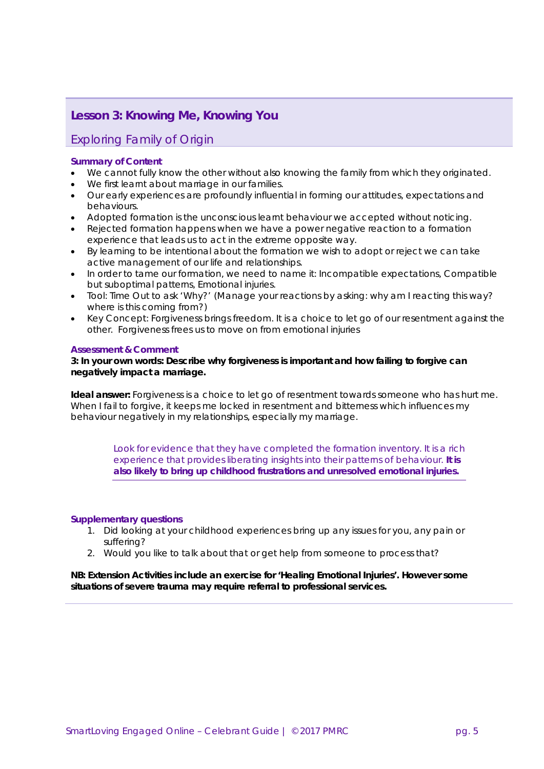## Lesson 3: Knowing Me, Knowing You

### Exploring Family of Origin

**Summary of Content**

- We cannot fully know the other without also knowing the family from which they originated.
- We first learnt about marriage in our families.
- Our early experiences are profoundly influential in forming our attitudes, expectations and behaviours.
- Adopted formation is the unconscious learnt behaviour we accepted without noticing.
- Rejected formation happens when we have a power negative reaction to a formation experience that leads us to act in the extreme opposite way.
- By learning to be intentional about the formation we wish to adopt or reject we can take active management of our life and relationships.
- In order to tame our formation, we need to name it: Incompatible expectations, Compatible but suboptimal patterns, Emotional injuries.
- Tool: Time Out to ask 'Why?' (Manage your reactions by asking: why am I reacting this way? where is this coming from?)
- Key Concept: Forgiveness brings freedom. It is a choice to let go of our resentment against the other. Forgiveness frees us to move on from emotional injuries

**Assessment & Comment**

**3: In your own words: Describe why forgiveness is important and how failing to forgive can negatively impact a marriage.**

**Ideal answer:** Forgiveness is a choice to let go of resentment towards someone who has hurt me. When I fail to forgive, it keeps me locked in resentment and bitterness which influences my behaviour negatively in my relationships, especially my marriage.

> Look for evidence that they have completed the formation inventory. It is a rich experience that provides liberating insights into their patterns of behaviour. **It is also likely to bring up childhood frustrations and unresolved emotional injuries.**

**Supplementary questions**

1. Did looking at your childhood experiences bring up any issues for you, any pain or suffering?
2. Would you like to talk about that or get help from someone to process that?

**NB: Extension Activities include an exercise for 'Healing Emotional Injuries'. However some situations of severe trauma may require referral to professional services.**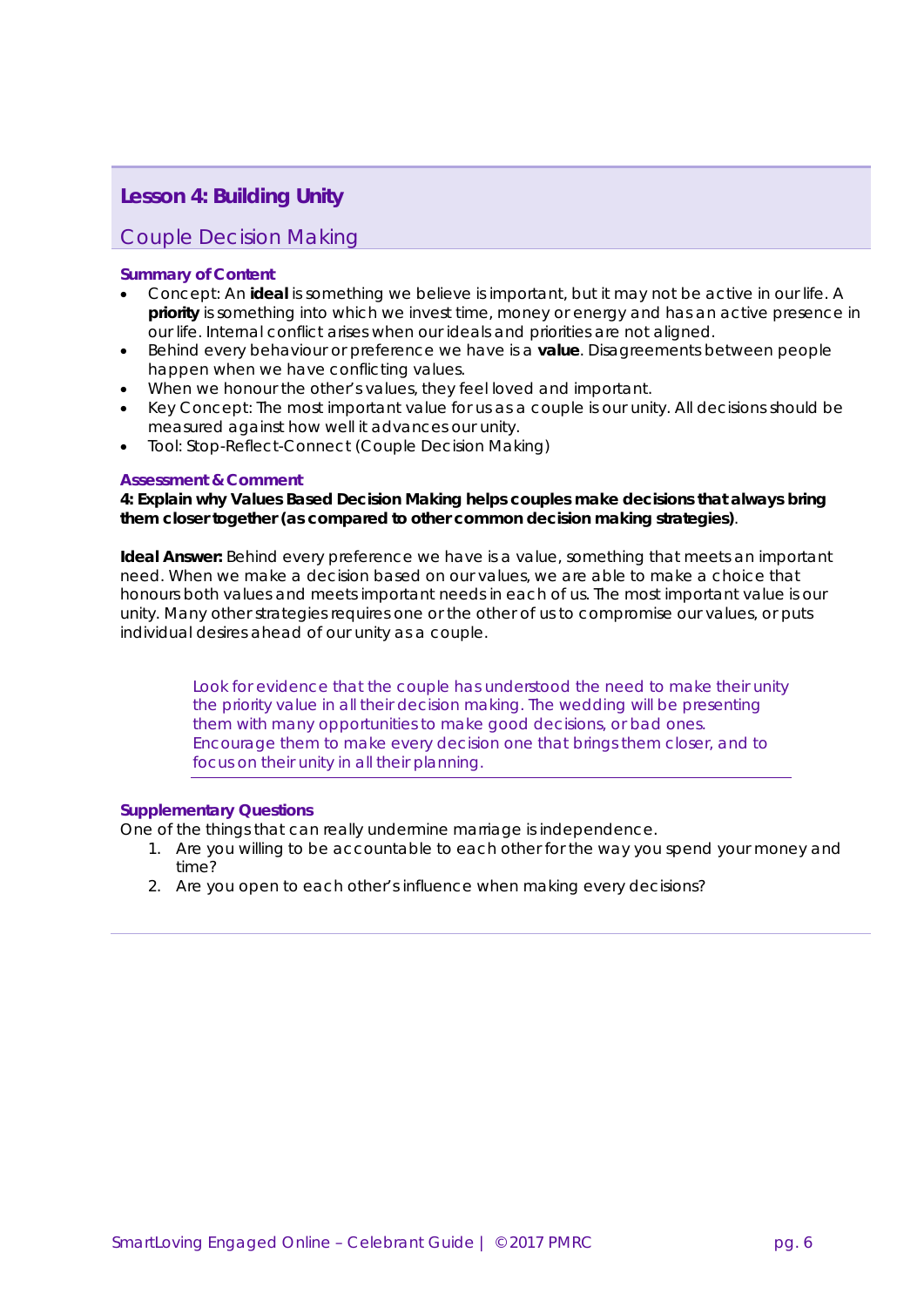## Lesson 4: Building Unity

### Couple Decision Making

**Summary of Content**

- Concept: An **ideal** is something we believe is important, but it may not be active in our life. A **priority** is something into which we invest time, money or energy and has an active presence in our life. Internal conflict arises when our ideals and priorities are not aligned.
- Behind every behaviour or preference we have is a **value**. Disagreements between people happen when we have conflicting values.
- When we honour the other's values, they feel loved and important.
- Key Concept: The most important value for us as a couple is our unity. All decisions should be measured against how well it advances our unity.
- Tool: Stop-Reflect-Connect (Couple Decision Making)

**Assessment & Comment**

**4: Explain why Values Based Decision Making helps couples make decisions that always bring them closer together (as compared to other common decision making strategies)**.

**Ideal Answer:** Behind every preference we have is a value, something that meets an important need. When we make a decision based on our values, we are able to make a choice that honours both values and meets important needs in each of us. The most important value is our unity. Many other strategies requires one or the other of us to compromise our values, or puts individual desires ahead of our unity as a couple.

> Look for evidence that the couple has understood the need to make their unity the priority value in all their decision making. The wedding will be presenting them with many opportunities to make good decisions, or bad ones. Encourage them to make every decision one that brings them closer, and to focus on their unity in all their planning.

**Supplementary Questions**

One of the things that can really undermine marriage is independence.

1. Are you willing to be accountable to each other for the way you spend your money and time?
2. Are you open to each other's influence when making every decisions?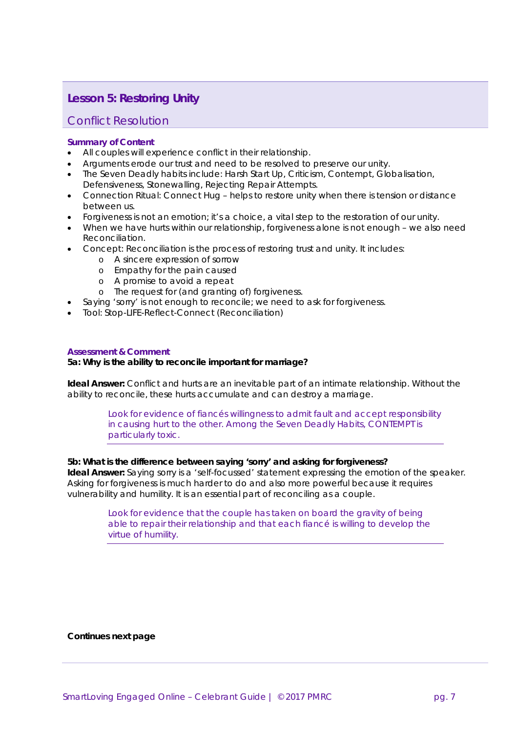## Lesson 5: Restoring Unity

### Conflict Resolution

**Summary of Content**

- All couples will experience conflict in their relationship.
- Arguments erode our trust and need to be resolved to preserve our unity.
- The Seven Deadly habits include: Harsh Start Up, Criticism, Contempt, Globalisation, Defensiveness, Stonewalling, Rejecting Repair Attempts.
- Connection Ritual: Connect Hug – helps to restore unity when there is tension or distance between us.
- Forgiveness is not an emotion; it's a choice, a vital step to the restoration of our unity.
- When we have hurts within our relationship, forgiveness alone is not enough – we also need Reconciliation.
- Concept: Reconciliation is the process of restoring trust and unity. It includes:
  - A sincere expression of sorrow
  - Empathy for the pain caused
  - A promise to avoid a repeat
  - The request for (and granting of) forgiveness.
- Saying 'sorry' is not enough to reconcile; we need to ask for forgiveness.
- Tool: Stop-LIFE-Reflect-Connect (Reconciliation)

**Assessment & Comment**

**5a: Why is the ability to reconcile important for marriage?**

**Ideal Answer:** Conflict and hurts are an inevitable part of an intimate relationship. Without the ability to reconcile, these hurts accumulate and can destroy a marriage.

> Look for evidence of fiancés willingness to admit fault and accept responsibility in causing hurt to the other. Among the Seven Deadly Habits, CONTEMPT is particularly toxic.

**5b: What is the difference between saying 'sorry' and asking for forgiveness?**

**Ideal Answer:** Saying sorry is a 'self-focussed' statement expressing the emotion of the speaker. Asking for forgiveness is much harder to do and also more powerful because it requires vulnerability and humility. It is an essential part of reconciling as a couple.

> Look for evidence that the couple has taken on board the gravity of being able to repair their relationship and that each fiancé is willing to develop the virtue of humility.

**Continues next page**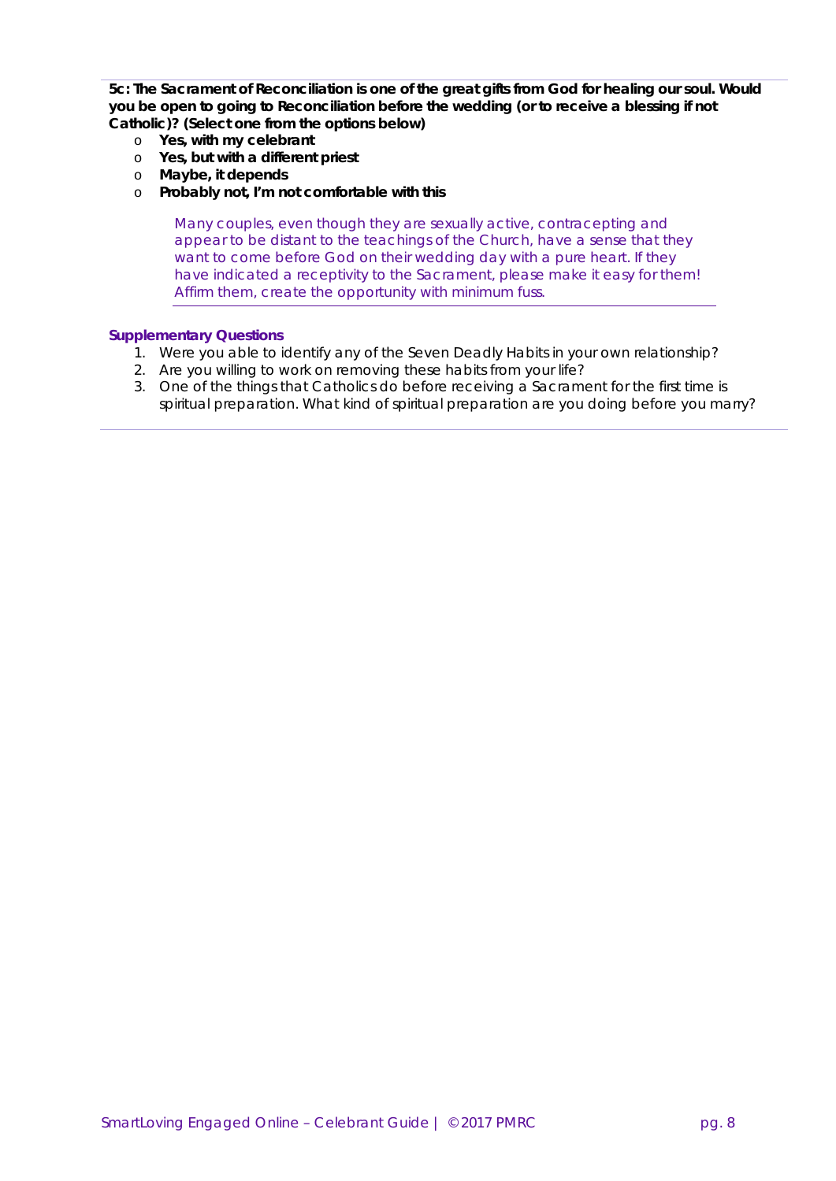**5c: The Sacrament of Reconciliation is one of the great gifts from God for healing our soul. Would you be open to going to Reconciliation before the wedding (or to receive a blessing if not Catholic)? (Select one from the options below)**

- **Yes, with my celebrant**
- **Yes, but with a different priest**
- **Maybe, it depends**
- **Probably not, I'm not comfortable with this**

> Many couples, even though they are sexually active, contracepting and appear to be distant to the teachings of the Church, have a sense that they want to come before God on their wedding day with a pure heart. If they have indicated a receptivity to the Sacrament, please make it easy for them! Affirm them, create the opportunity with minimum fuss.

**Supplementary Questions**

1. Were you able to identify any of the Seven Deadly Habits in your own relationship?
2. Are you willing to work on removing these habits from your life?
3. One of the things that Catholics do before receiving a Sacrament for the first time is spiritual preparation. What kind of spiritual preparation are you doing before you marry?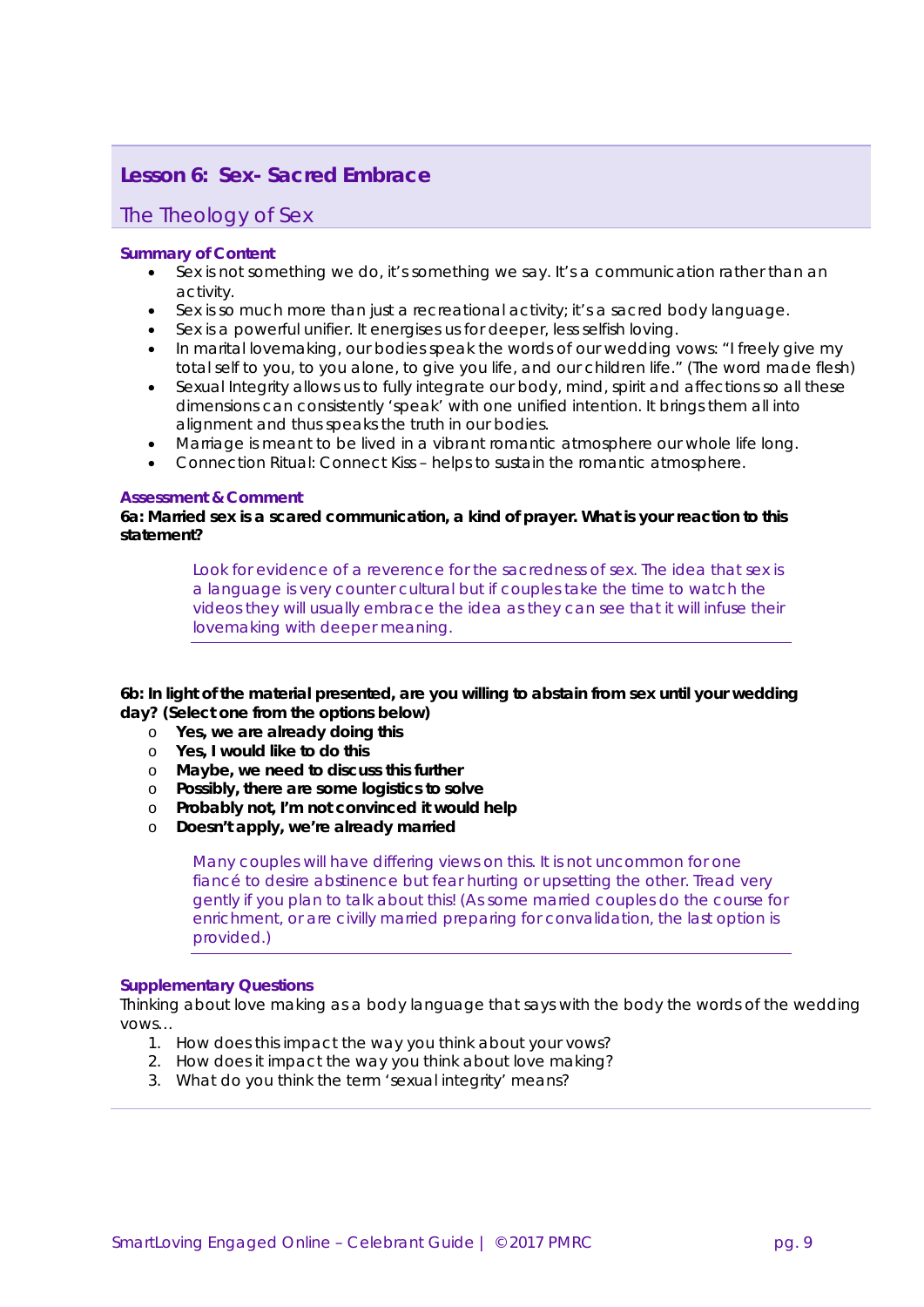# Lesson 6: Sex- Sacred Embrace

## The Theology of Sex

### Summary of Content

- Sex is not something we do, it's something we say. It's a communication rather than an activity.
- Sex is so much more than just a recreational activity; it's a sacred body language.
- Sex is a powerful unifier. It energises us for deeper, less selfish loving.
- In marital lovemaking, our bodies speak the words of our wedding vows: "I freely give my total self to you, to you alone, to give you life, and our children life." (The word made flesh)
- Sexual Integrity allows us to fully integrate our body, mind, spirit and affections so all these dimensions can consistently 'speak' with one unified intention. It brings them all into alignment and thus speaks the truth in our bodies.
- Marriage is meant to be lived in a vibrant romantic atmosphere our whole life long.
- Connection Ritual: Connect Kiss – helps to sustain the romantic atmosphere.

### Assessment & Comment

**6a: Married sex is a scared communication, a kind of prayer. What is your reaction to this statement?**

> Look for evidence of a reverence for the sacredness of sex. The idea that sex is a language is very counter cultural but if couples take the time to watch the videos they will usually embrace the idea as they can see that it will infuse their lovemaking with deeper meaning.

**6b: In light of the material presented, are you willing to abstain from sex until your wedding day? (Select one from the options below)**

- **Yes, we are already doing this**
- **Yes, I would like to do this**
- **Maybe, we need to discuss this further**
- **Possibly, there are some logistics to solve**
- **Probably not, I'm not convinced it would help**
- **Doesn't apply, we're already married**

> Many couples will have differing views on this. It is not uncommon for one fiancé to desire abstinence but fear hurting or upsetting the other. Tread very gently if you plan to talk about this! (As some married couples do the course for enrichment, or are civilly married preparing for convalidation, the last option is provided.)

### Supplementary Questions

Thinking about love making as a body language that says with the body the words of the wedding vows…

1. How does this impact the way you think about your vows?
2. How does it impact the way you think about love making?
3. What do you think the term 'sexual integrity' means?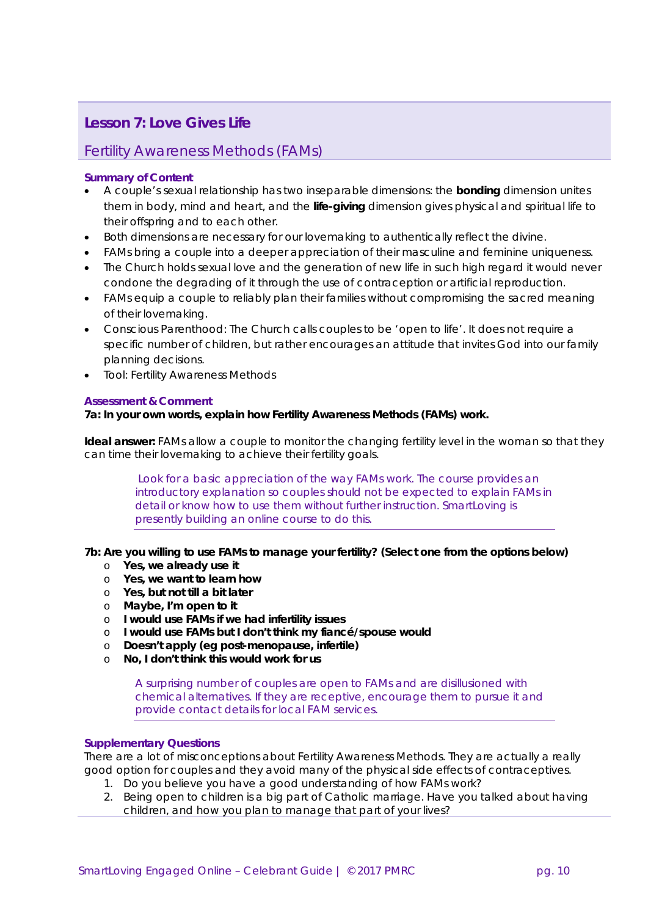## Lesson 7: Love Gives Life

### Fertility Awareness Methods (FAMs)

#### Summary of Content

- A couple's sexual relationship has two inseparable dimensions: the **bonding** dimension unites them in body, mind and heart, and the **life-giving** dimension gives physical and spiritual life to their offspring and to each other.
- Both dimensions are necessary for our lovemaking to authentically reflect the divine.
- FAMs bring a couple into a deeper appreciation of their masculine and feminine uniqueness.
- The Church holds sexual love and the generation of new life in such high regard it would never condone the degrading of it through the use of contraception or artificial reproduction.
- FAMs equip a couple to reliably plan their families without compromising the sacred meaning of their lovemaking.
- Conscious Parenthood: The Church calls couples to be 'open to life'. It does not require a specific number of children, but rather encourages an attitude that invites God into our family planning decisions.
- Tool: Fertility Awareness Methods

#### Assessment & Comment

**7a: In your own words, explain how Fertility Awareness Methods (FAMs) work.**

**Ideal answer:** FAMs allow a couple to monitor the changing fertility level in the woman so that they can time their lovemaking to achieve their fertility goals.

> Look for a basic appreciation of the way FAMs work. The course provides an introductory explanation so couples should not be expected to explain FAMs in detail or know how to use them without further instruction. SmartLoving is presently building an online course to do this.

**7b: Are you willing to use FAMs to manage your fertility? (Select one from the options below)**

- **Yes, we already use it**
- **Yes, we want to learn how**
- **Yes, but not till a bit later**
- **Maybe, I'm open to it**
- **I would use FAMs if we had infertility issues**
- **I would use FAMs but I don't think my fiancé/spouse would**
- **Doesn't apply (eg post-menopause, infertile)**
- **No, I don't think this would work for us**

> A surprising number of couples are open to FAMs and are disillusioned with chemical alternatives. If they are receptive, encourage them to pursue it and provide contact details for local FAM services.

#### Supplementary Questions

There are a lot of misconceptions about Fertility Awareness Methods. They are actually a really good option for couples and they avoid many of the physical side effects of contraceptives.

1. Do you believe you have a good understanding of how FAMs work?
2. Being open to children is a big part of Catholic marriage. Have you talked about having children, and how you plan to manage that part of your lives?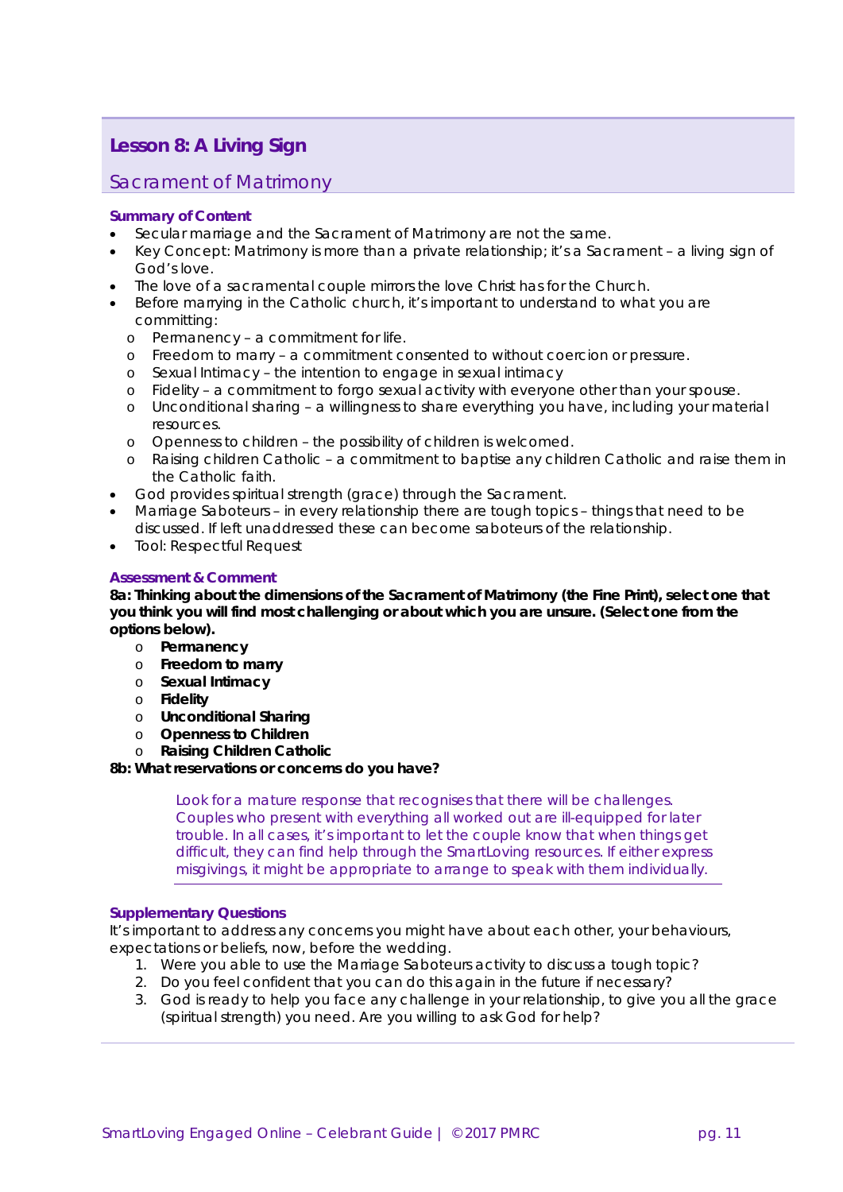## Lesson 8: A Living Sign

### Sacrament of Matrimony

**Summary of Content**

- Secular marriage and the Sacrament of Matrimony are not the same.
- Key Concept: Matrimony is more than a private relationship; it's a Sacrament – a living sign of God's love.
- The love of a sacramental couple mirrors the love Christ has for the Church.
- Before marrying in the Catholic church, it's important to understand to what you are committing:
  - Permanency – a commitment for life.
  - Freedom to marry – a commitment consented to without coercion or pressure.
  - Sexual Intimacy – the intention to engage in sexual intimacy
  - Fidelity – a commitment to forgo sexual activity with everyone other than your spouse.
  - Unconditional sharing – a willingness to share everything you have, including your material resources.
  - Openness to children – the possibility of children is welcomed.
  - Raising children Catholic – a commitment to baptise any children Catholic and raise them in the Catholic faith.
- God provides spiritual strength (grace) through the Sacrament.
- Marriage Saboteurs – in every relationship there are tough topics – things that need to be discussed. If left unaddressed these can become saboteurs of the relationship.
- Tool: Respectful Request

**Assessment & Comment**

**8a: Thinking about the dimensions of the Sacrament of Matrimony (the Fine Print), select one that you think you will find most challenging or about which you are unsure. (Select one from the options below).**

- **Permanency**
- **Freedom to marry**
- **Sexual Intimacy**
- **Fidelity**
- **Unconditional Sharing**
- **Openness to Children**
- **Raising Children Catholic**

**8b: What reservations or concerns do you have?**

> Look for a mature response that recognises that there will be challenges. Couples who present with everything all worked out are ill-equipped for later trouble. In all cases, it's important to let the couple know that when things get difficult, they can find help through the SmartLoving resources. If either express misgivings, it might be appropriate to arrange to speak with them individually.

**Supplementary Questions**

It's important to address any concerns you might have about each other, your behaviours, expectations or beliefs, now, before the wedding.

1. Were you able to use the Marriage Saboteurs activity to discuss a tough topic?
2. Do you feel confident that you can do this again in the future if necessary?
3. God is ready to help you face any challenge in your relationship, to give you all the grace (spiritual strength) you need. Are you willing to ask God for help?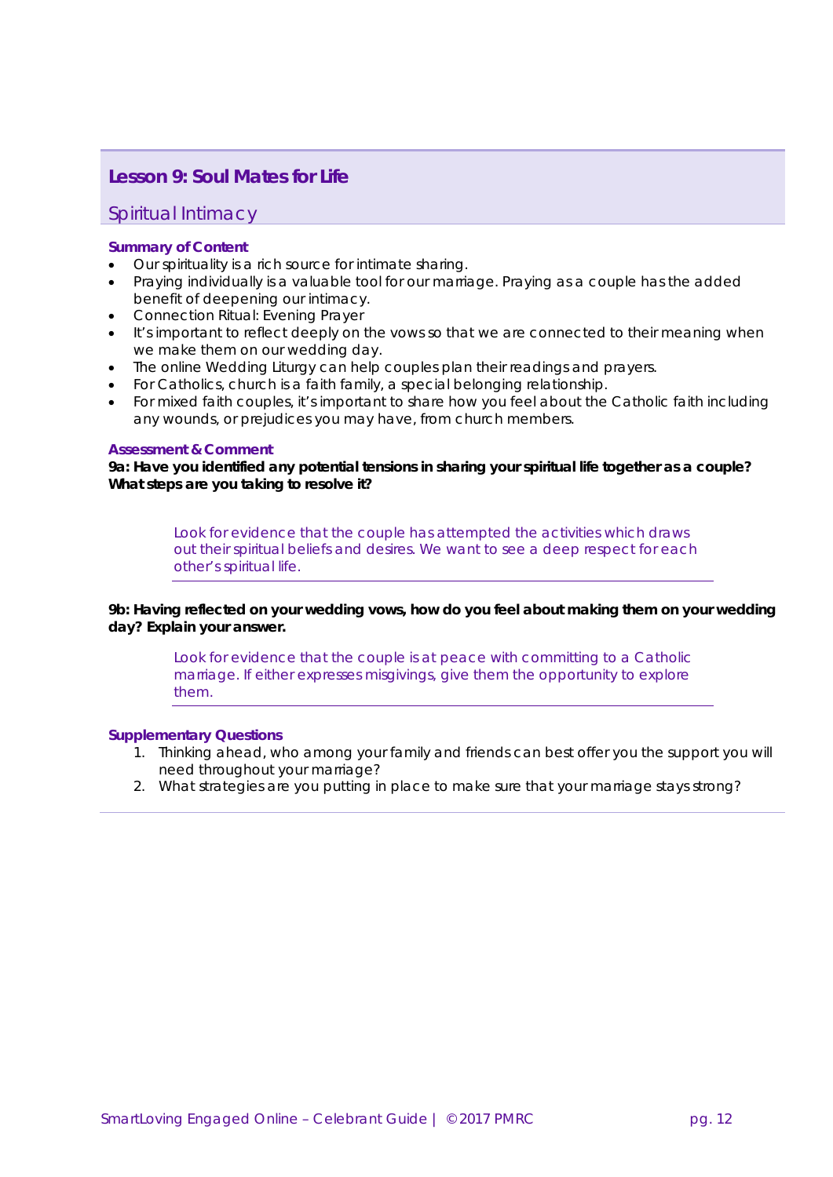## Lesson 9: Soul Mates for Life

### Spiritual Intimacy

**Summary of Content**

- Our spirituality is a rich source for intimate sharing.
- Praying individually is a valuable tool for our marriage. Praying as a couple has the added benefit of deepening our intimacy.
- Connection Ritual: Evening Prayer
- It's important to reflect deeply on the vows so that we are connected to their meaning when we make them on our wedding day.
- The online Wedding Liturgy can help couples plan their readings and prayers.
- For Catholics, church is a faith family, a special belonging relationship.
- For mixed faith couples, it's important to share how you feel about the Catholic faith including any wounds, or prejudices you may have, from church members.

**Assessment & Comment**

**9a: Have you identified any potential tensions in sharing your spiritual life together as a couple? What steps are you taking to resolve it?**

> Look for evidence that the couple has attempted the activities which draws out their spiritual beliefs and desires. We want to see a deep respect for each other's spiritual life.

**9b: Having reflected on your wedding vows, how do you feel about making them on your wedding day? Explain your answer.**

> Look for evidence that the couple is at peace with committing to a Catholic marriage. If either expresses misgivings, give them the opportunity to explore them.

**Supplementary Questions**

1. Thinking ahead, who among your family and friends can best offer you the support you will need throughout your marriage?
2. What strategies are you putting in place to make sure that your marriage stays strong?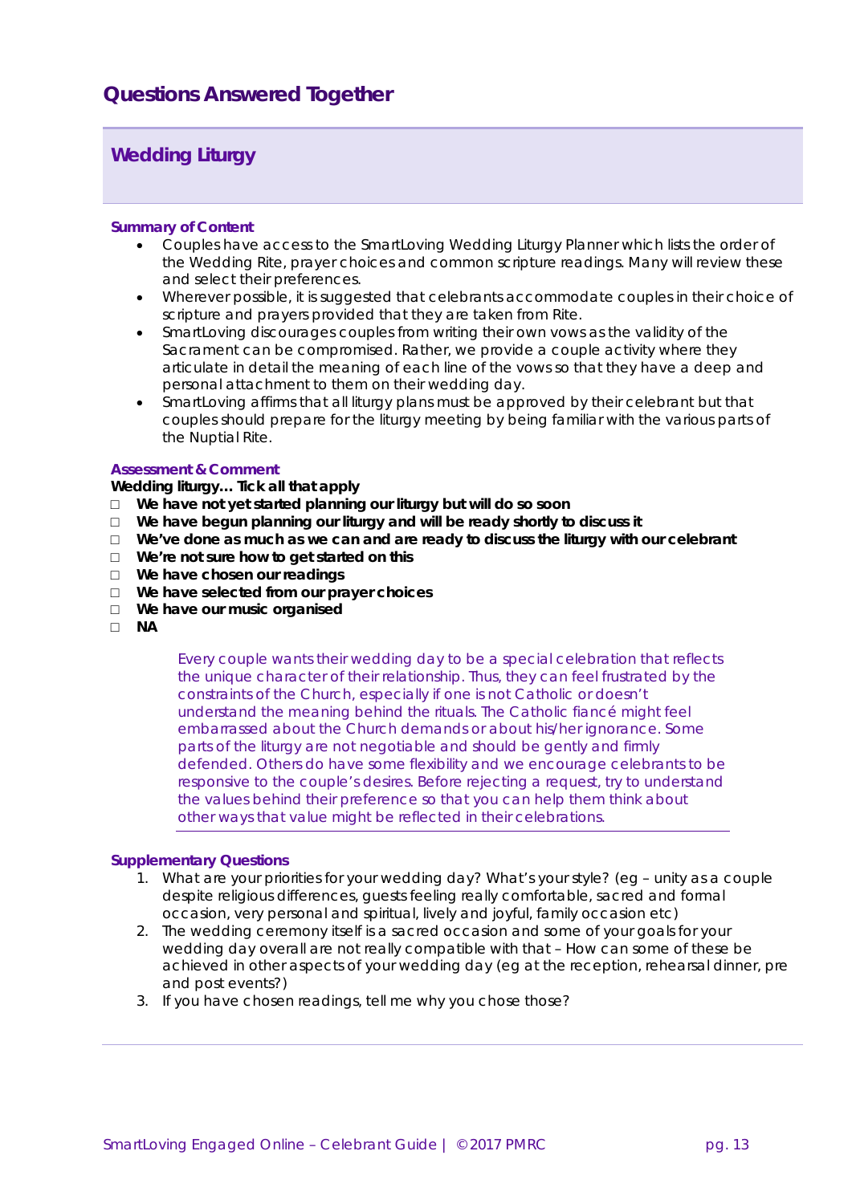# Questions Answered Together

## Wedding Liturgy

### Summary of Content

- Couples have access to the SmartLoving Wedding Liturgy Planner which lists the order of the Wedding Rite, prayer choices and common scripture readings. Many will review these and select their preferences.
- Wherever possible, it is suggested that celebrants accommodate couples in their choice of scripture and prayers provided that they are taken from Rite.
- SmartLoving discourages couples from writing their own vows as the validity of the Sacrament can be compromised. Rather, we provide a couple activity where they articulate in detail the meaning of each line of the vows so that they have a deep and personal attachment to them on their wedding day.
- SmartLoving affirms that all liturgy plans must be approved by their celebrant but that couples should prepare for the liturgy meeting by being familiar with the various parts of the Nuptial Rite.

### Assessment & Comment

**Wedding liturgy… Tick all that apply**

- ☐ **We have not yet started planning our liturgy but will do so soon**
- ☐ **We have begun planning our liturgy and will be ready shortly to discuss it**
- ☐ **We've done as much as we can and are ready to discuss the liturgy with our celebrant**
- ☐ **We're not sure how to get started on this**
- ☐ **We have chosen our readings**
- ☐ **We have selected from our prayer choices**
- ☐ **We have our music organised**
- ☐ **NA**

Every couple wants their wedding day to be a special celebration that reflects the unique character of their relationship. Thus, they can feel frustrated by the constraints of the Church, especially if one is not Catholic or doesn't understand the meaning behind the rituals. The Catholic fiancé might feel embarrassed about the Church demands or about his/her ignorance. Some parts of the liturgy are not negotiable and should be gently and firmly defended. Others do have some flexibility and we encourage celebrants to be responsive to the couple's desires. Before rejecting a request, try to understand the values behind their preference so that you can help them think about other ways that value might be reflected in their celebrations.

### Supplementary Questions

1. What are your priorities for your wedding day? What's your style? (eg – unity as a couple despite religious differences, guests feeling really comfortable, sacred and formal occasion, very personal and spiritual, lively and joyful, family occasion etc)
2. The wedding ceremony itself is a sacred occasion and some of your goals for your wedding day overall are not really compatible with that – How can some of these be achieved in other aspects of your wedding day (eg at the reception, rehearsal dinner, pre and post events?)
3. If you have chosen readings, tell me why you chose those?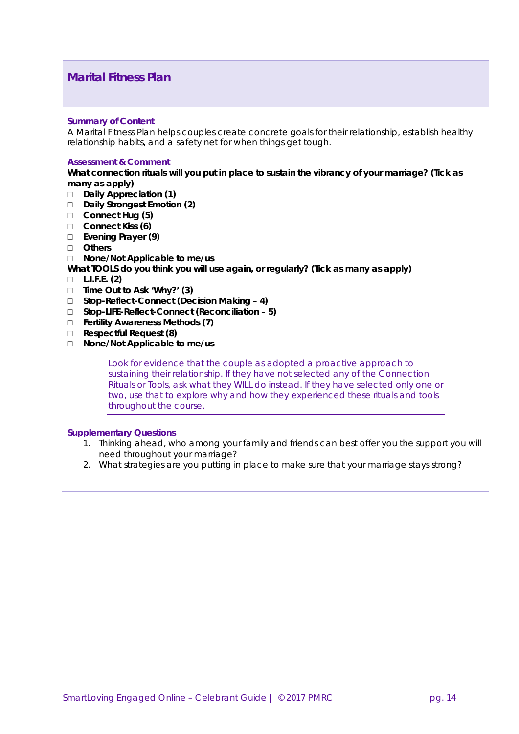## Marital Fitness Plan

### Summary of Content

A Marital Fitness Plan helps couples create concrete goals for their relationship, establish healthy relationship habits, and a safety net for when things get tough.

### Assessment & Comment

**What connection rituals will you put in place to sustain the vibrancy of your marriage? (Tick as many as apply)**

- ☐ **Daily Appreciation (1)**
- ☐ **Daily Strongest Emotion (2)**
- ☐ **Connect Hug (5)**
- ☐ **Connect Kiss (6)**
- ☐ **Evening Prayer (9)**
- ☐ **Others**
- ☐ **None/Not Applicable to me/us**

**What TOOLS do you think you will use again, or regularly? (Tick as many as apply)**

- ☐ **L.I.F.E. (2)**
- ☐ **Time Out to Ask 'Why?' (3)**
- ☐ **Stop-Reflect-Connect (Decision Making – 4)**
- ☐ **Stop-LIFE-Reflect-Connect (Reconciliation – 5)**
- ☐ **Fertility Awareness Methods (7)**
- ☐ **Respectful Request (8)**
- ☐ **None/Not Applicable to me/us**

> Look for evidence that the couple as adopted a proactive approach to sustaining their relationship. If they have not selected any of the Connection Rituals or Tools, ask what they WILL do instead. If they have selected only one or two, use that to explore why and how they experienced these rituals and tools throughout the course.

### Supplementary Questions

1. Thinking ahead, who among your family and friends can best offer you the support you will need throughout your marriage?
2. What strategies are you putting in place to make sure that your marriage stays strong?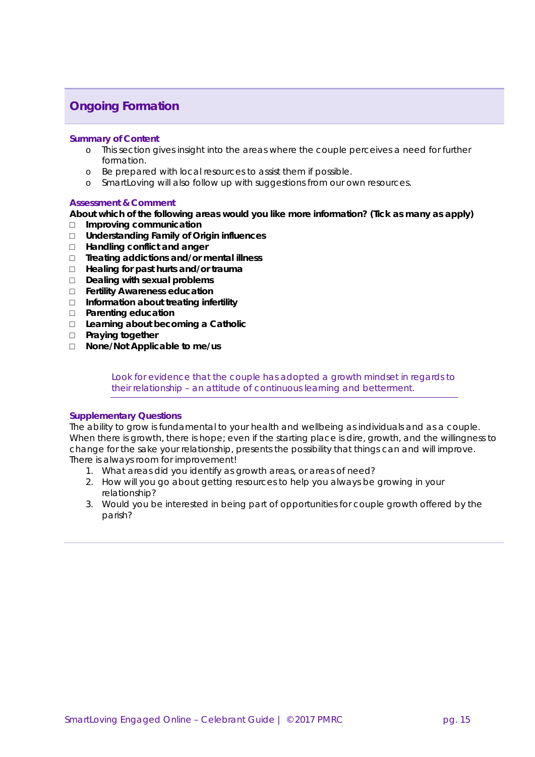## Ongoing Formation

### Summary of Content

- This section gives insight into the areas where the couple perceives a need for further formation.
- Be prepared with local resources to assist them if possible.
- SmartLoving will also follow up with suggestions from our own resources.

### Assessment & Comment

**About which of the following areas would you like more information? (Tick as many as apply)**

- ☐ **Improving communication**
- ☐ **Understanding Family of Origin influences**
- ☐ **Handling conflict and anger**
- ☐ **Treating addictions and/or mental illness**
- ☐ **Healing for past hurts and/or trauma**
- ☐ **Dealing with sexual problems**
- ☐ **Fertility Awareness education**
- ☐ **Information about treating infertility**
- ☐ **Parenting education**
- ☐ **Learning about becoming a Catholic**
- ☐ **Praying together**
- ☐ **None/Not Applicable to me/us**

> Look for evidence that the couple has adopted a growth mindset in regards to their relationship – an attitude of continuous learning and betterment.

### Supplementary Questions

The ability to grow is fundamental to your health and wellbeing as individuals and as a couple. When there is growth, there is hope; even if the starting place is dire, growth, and the willingness to change for the sake your relationship, presents the possibility that things can and will improve. There is always room for improvement!

1. What areas did you identify as growth areas, or areas of need?
2. How will you go about getting resources to help you always be growing in your relationship?
3. Would you be interested in being part of opportunities for couple growth offered by the parish?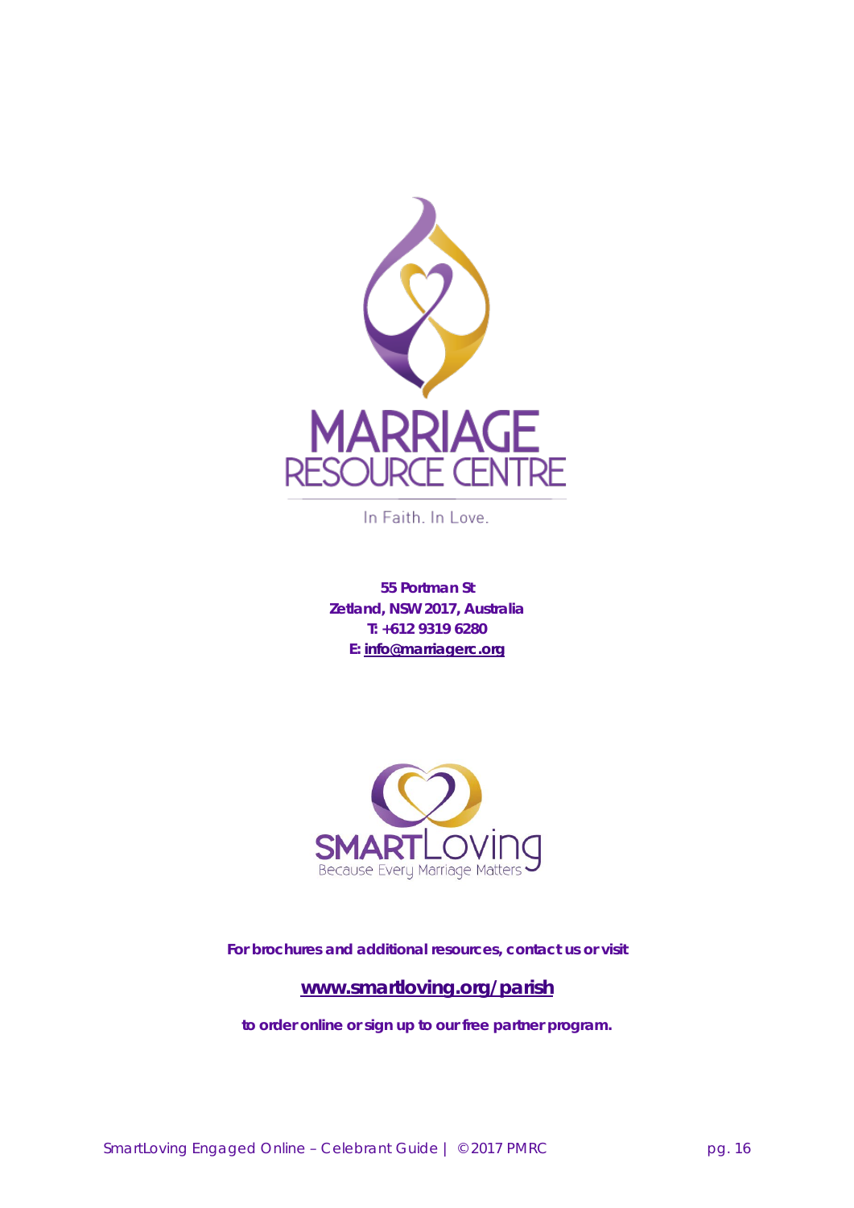MARRIAGE
RESOURCE CENTRE

In Faith. In Love.

**55 Portman St**
**Zetland, NSW 2017, Australia**
**T: +612 9319 6280**
**E: info@marriagerc.org**

SMARTLoving
Because Every Marriage Matters

**For brochures and additional resources, contact us or visit**

**www.smartloving.org/parish**

**to order online or sign up to our free partner program.**